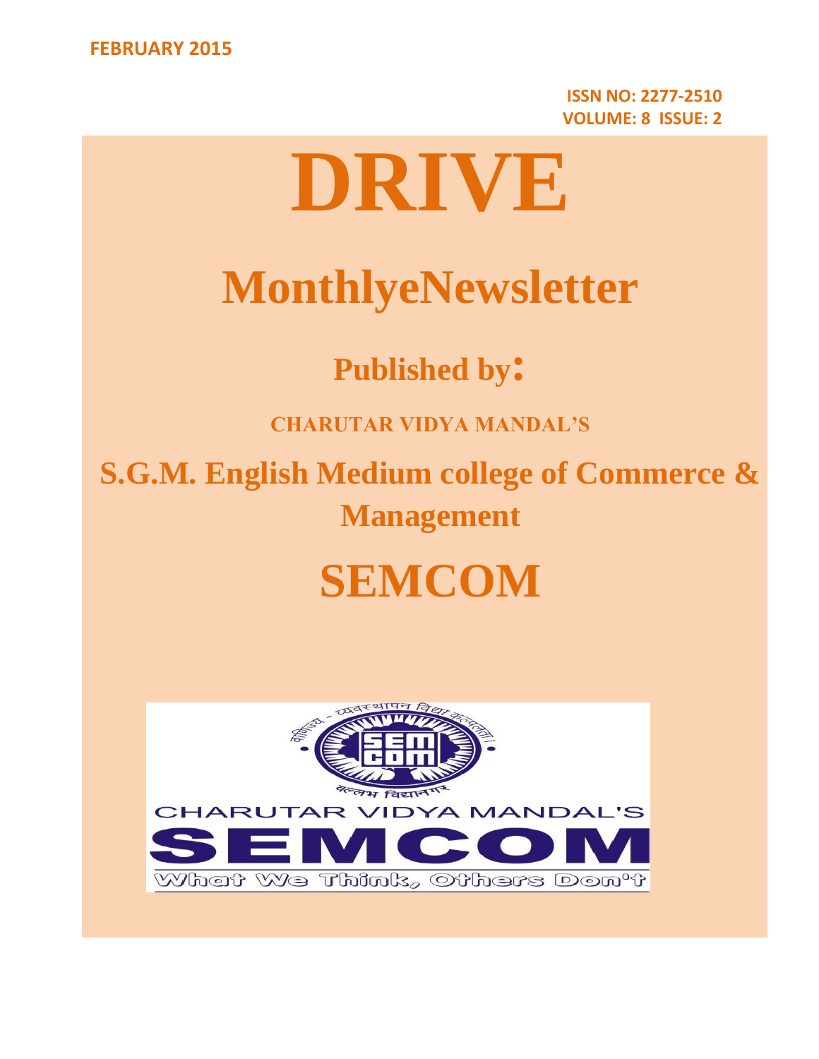FEBRUARY 2015

ISSN NO: 2277-2510
VOLUME: 8 ISSUE: 2

# DRIVE

## MonthlyeNewsletter

### Published by:

**CHARUTAR VIDYA MANDAL'S**

## S.G.M. English Medium college of Commerce & Management

# SEMCOM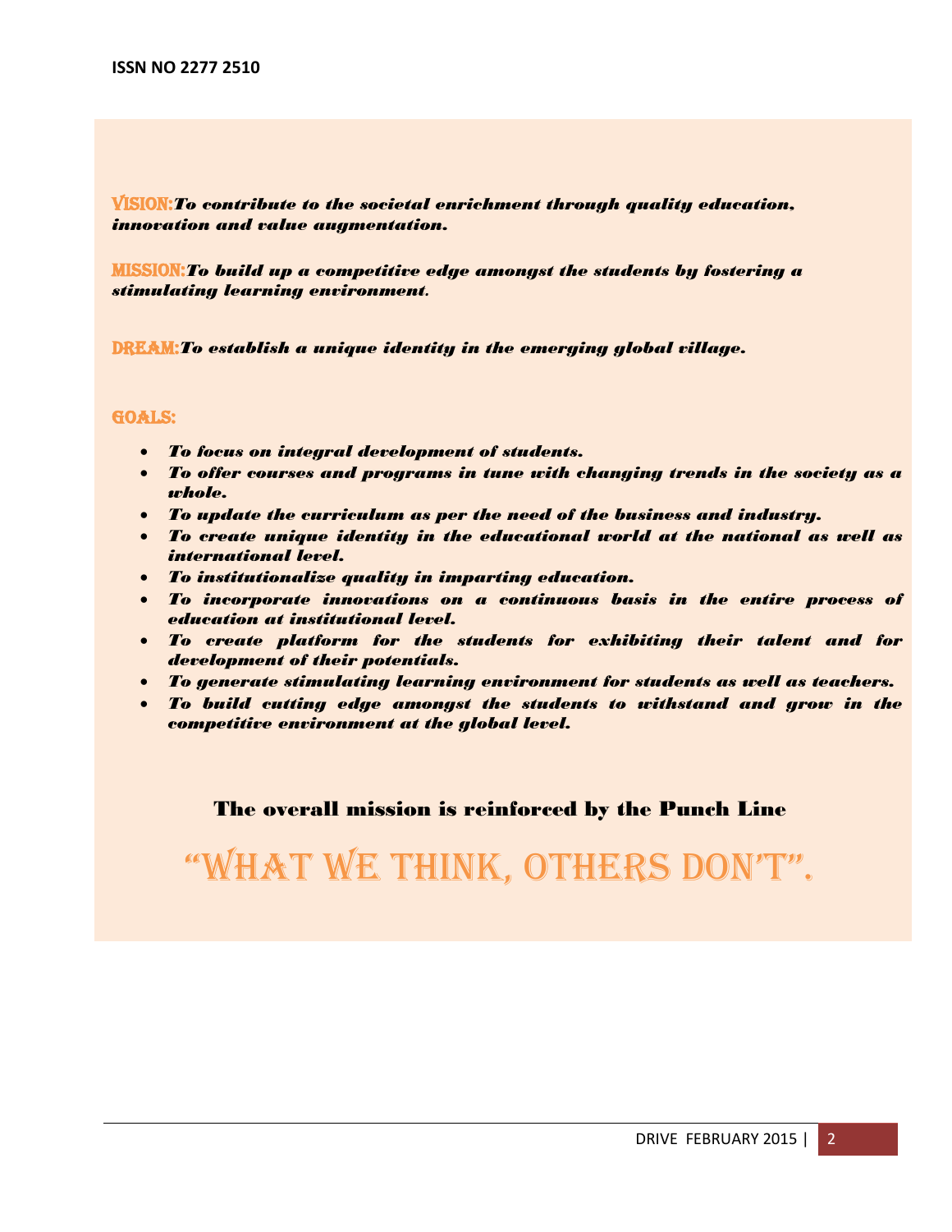**VISION:** *To contribute to the societal enrichment through quality education, innovation and value augmentation.*

**MISSION:** *To build up a competitive edge amongst the students by fostering a stimulating learning environment.*

**DREAM:** *To establish a unique identity in the emerging global village.*

**GOALS:**

- *To focus on integral development of students.*
- *To offer courses and programs in tune with changing trends in the society as a whole.*
- *To update the curriculum as per the need of the business and industry.*
- *To create unique identity in the educational world at the national as well as international level.*
- *To institutionalize quality in imparting education.*
- *To incorporate innovations on a continuous basis in the entire process of education at institutional level.*
- *To create platform for the students for exhibiting their talent and for development of their potentials.*
- *To generate stimulating learning environment for students as well as teachers.*
- *To build cutting edge amongst the students to withstand and grow in the competitive environment at the global level.*

**The overall mission is reinforced by the Punch Line**

# "WHAT WE THINK, OTHERS DON'T".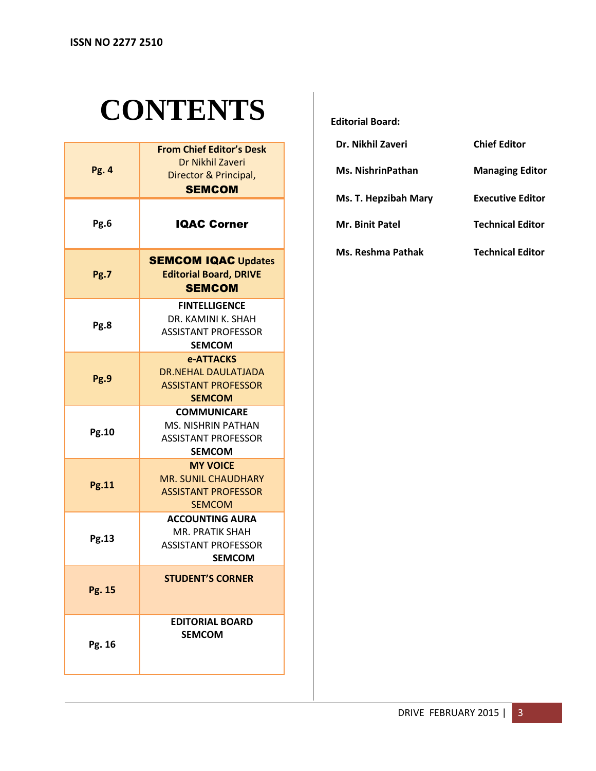ISSN NO 2277 2510

# CONTENTS

| Page | Content |
|---|---|
| Pg. 4 | **From Chief Editor's Desk** Dr Nikhil Zaveri Director & Principal, **SEMCOM** |
| Pg.6 | **IQAC Corner** |
| Pg.7 | **SEMCOM IQAC Updates** **Editorial Board, DRIVE** **SEMCOM** |
| Pg.8 | **FINTELLIGENCE** DR. KAMINI K. SHAH ASSISTANT PROFESSOR **SEMCOM** |
| Pg.9 | **e-ATTACKS** DR.NEHAL DAULATJADA ASSISTANT PROFESSOR **SEMCOM** |
| Pg.10 | **COMMUNICARE** MS. NISHRIN PATHAN ASSISTANT PROFESSOR **SEMCOM** |
| Pg.11 | **MY VOICE** MR. SUNIL CHAUDHARY ASSISTANT PROFESSOR SEMCOM |
| Pg.13 | **ACCOUNTING AURA** MR. PRATIK SHAH ASSISTANT PROFESSOR **SEMCOM** |
| Pg. 15 | **STUDENT'S CORNER** |
| Pg. 16 | **EDITORIAL BOARD** **SEMCOM** |

**Editorial Board:**

| Name | Role |
|---|---|
| **Dr. Nikhil Zaveri** | **Chief Editor** |
| **Ms. NishrinPathan** | **Managing Editor** |
| **Ms. T. Hepzibah Mary** | **Executive Editor** |
| **Mr. Binit Patel** | **Technical Editor** |
| **Ms. Reshma Pathak** | **Technical Editor** |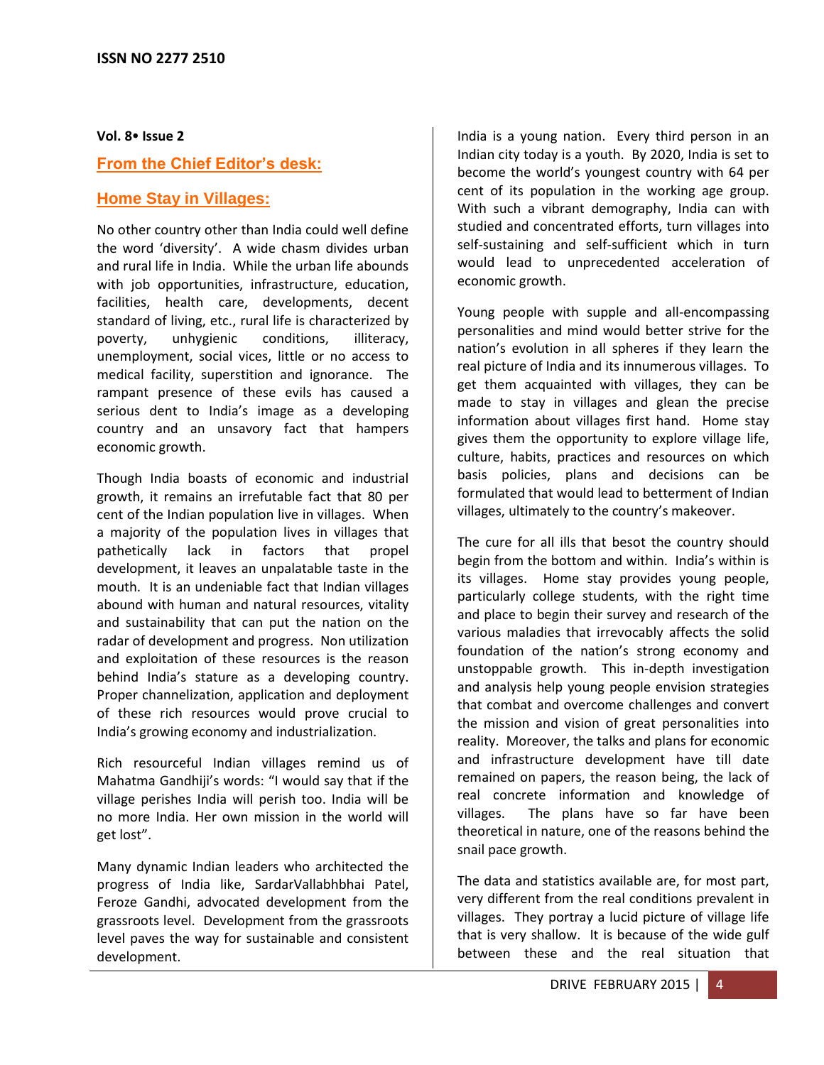## From the Chief Editor's desk:

## Home Stay in Villages:

No other country other than India could well define the word 'diversity'. A wide chasm divides urban and rural life in India. While the urban life abounds with job opportunities, infrastructure, education, facilities, health care, developments, decent standard of living, etc., rural life is characterized by poverty, unhygienic conditions, illiteracy, unemployment, social vices, little or no access to medical facility, superstition and ignorance. The rampant presence of these evils has caused a serious dent to India's image as a developing country and an unsavory fact that hampers economic growth.

Though India boasts of economic and industrial growth, it remains an irrefutable fact that 80 per cent of the Indian population live in villages. When a majority of the population lives in villages that pathetically lack in factors that propel development, it leaves an unpalatable taste in the mouth. It is an undeniable fact that Indian villages abound with human and natural resources, vitality and sustainability that can put the nation on the radar of development and progress. Non utilization and exploitation of these resources is the reason behind India's stature as a developing country. Proper channelization, application and deployment of these rich resources would prove crucial to India's growing economy and industrialization.

Rich resourceful Indian villages remind us of Mahatma Gandhiji's words: "I would say that if the village perishes India will perish too. India will be no more India. Her own mission in the world will get lost".

Many dynamic Indian leaders who architected the progress of India like, SardarVallabhbhai Patel, Feroze Gandhi, advocated development from the grassroots level. Development from the grassroots level paves the way for sustainable and consistent development.

India is a young nation. Every third person in an Indian city today is a youth. By 2020, India is set to become the world's youngest country with 64 per cent of its population in the working age group. With such a vibrant demography, India can with studied and concentrated efforts, turn villages into self-sustaining and self-sufficient which in turn would lead to unprecedented acceleration of economic growth.

Young people with supple and all-encompassing personalities and mind would better strive for the nation's evolution in all spheres if they learn the real picture of India and its innumerous villages. To get them acquainted with villages, they can be made to stay in villages and glean the precise information about villages first hand. Home stay gives them the opportunity to explore village life, culture, habits, practices and resources on which basis policies, plans and decisions can be formulated that would lead to betterment of Indian villages, ultimately to the country's makeover.

The cure for all ills that besot the country should begin from the bottom and within. India's within is its villages. Home stay provides young people, particularly college students, with the right time and place to begin their survey and research of the various maladies that irrevocably affects the solid foundation of the nation's strong economy and unstoppable growth. This in-depth investigation and analysis help young people envision strategies that combat and overcome challenges and convert the mission and vision of great personalities into reality. Moreover, the talks and plans for economic and infrastructure development have till date remained on papers, the reason being, the lack of real concrete information and knowledge of villages. The plans have so far have been theoretical in nature, one of the reasons behind the snail pace growth.

The data and statistics available are, for most part, very different from the real conditions prevalent in villages. They portray a lucid picture of village life that is very shallow. It is because of the wide gulf between these and the real situation that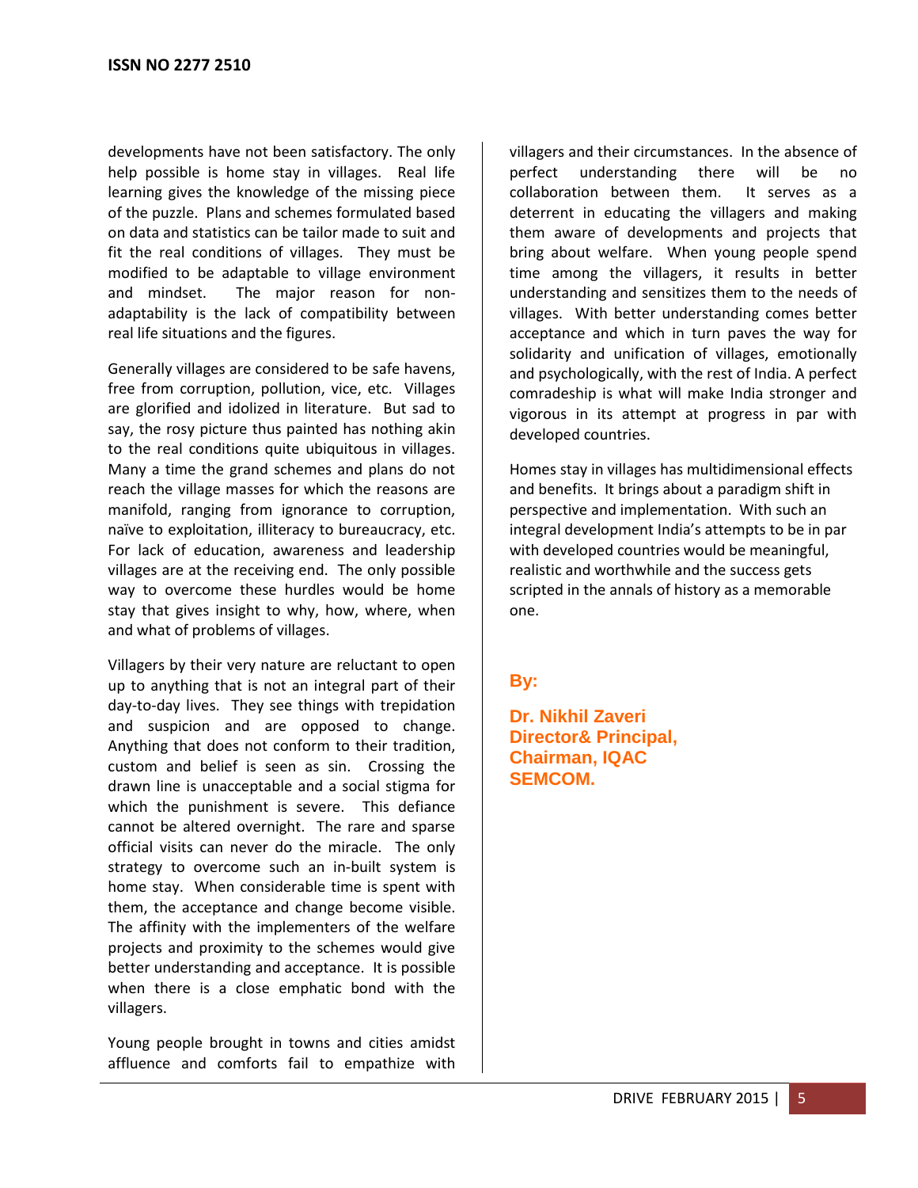developments have not been satisfactory. The only help possible is home stay in villages. Real life learning gives the knowledge of the missing piece of the puzzle. Plans and schemes formulated based on data and statistics can be tailor made to suit and fit the real conditions of villages. They must be modified to be adaptable to village environment and mindset. The major reason for non-adaptability is the lack of compatibility between real life situations and the figures.

Generally villages are considered to be safe havens, free from corruption, pollution, vice, etc. Villages are glorified and idolized in literature. But sad to say, the rosy picture thus painted has nothing akin to the real conditions quite ubiquitous in villages. Many a time the grand schemes and plans do not reach the village masses for which the reasons are manifold, ranging from ignorance to corruption, naïve to exploitation, illiteracy to bureaucracy, etc. For lack of education, awareness and leadership villages are at the receiving end. The only possible way to overcome these hurdles would be home stay that gives insight to why, how, where, when and what of problems of villages.

Villagers by their very nature are reluctant to open up to anything that is not an integral part of their day-to-day lives. They see things with trepidation and suspicion and are opposed to change. Anything that does not conform to their tradition, custom and belief is seen as sin. Crossing the drawn line is unacceptable and a social stigma for which the punishment is severe. This defiance cannot be altered overnight. The rare and sparse official visits can never do the miracle. The only strategy to overcome such an in-built system is home stay. When considerable time is spent with them, the acceptance and change become visible. The affinity with the implementers of the welfare projects and proximity to the schemes would give better understanding and acceptance. It is possible when there is a close emphatic bond with the villagers.

Young people brought in towns and cities amidst affluence and comforts fail to empathize with villagers and their circumstances. In the absence of perfect understanding there will be no collaboration between them. It serves as a deterrent in educating the villagers and making them aware of developments and projects that bring about welfare. When young people spend time among the villagers, it results in better understanding and sensitizes them to the needs of villages. With better understanding comes better acceptance and which in turn paves the way for solidarity and unification of villages, emotionally and psychologically, with the rest of India. A perfect comradeship is what will make India stronger and vigorous in its attempt at progress in par with developed countries.

Homes stay in villages has multidimensional effects and benefits. It brings about a paradigm shift in perspective and implementation. With such an integral development India's attempts to be in par with developed countries would be meaningful, realistic and worthwhile and the success gets scripted in the annals of history as a memorable one.

**By:**

**Dr. Nikhil Zaveri**
**Director& Principal,**
**Chairman, IQAC**
**SEMCOM.**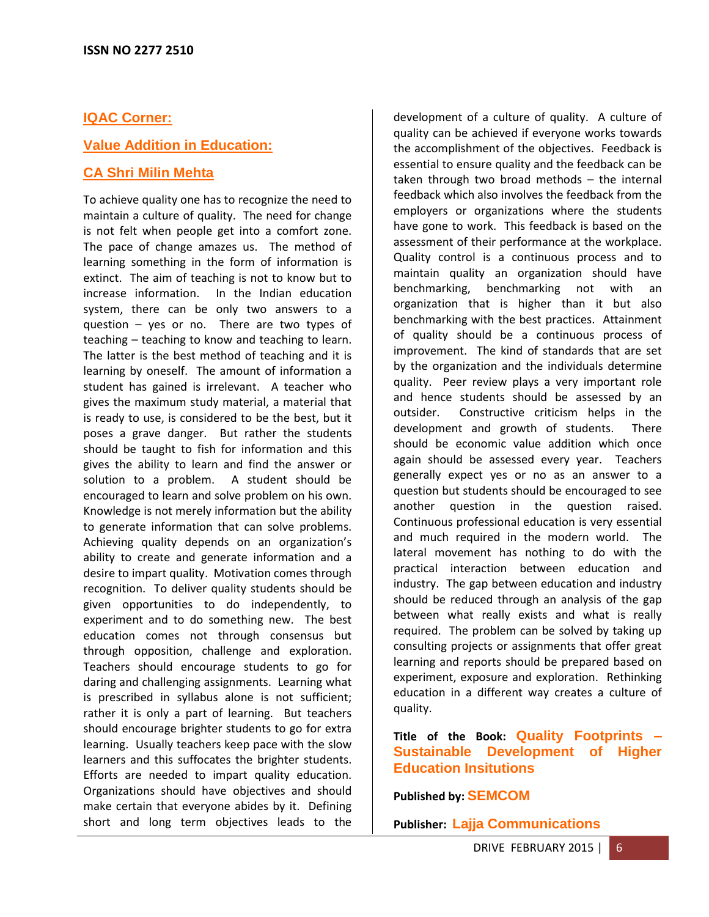## IQAC Corner:

## Value Addition in Education:

### CA Shri Milin Mehta

To achieve quality one has to recognize the need to maintain a culture of quality. The need for change is not felt when people get into a comfort zone. The pace of change amazes us. The method of learning something in the form of information is extinct. The aim of teaching is not to know but to increase information. In the Indian education system, there can be only two answers to a question – yes or no. There are two types of teaching – teaching to know and teaching to learn. The latter is the best method of teaching and it is learning by oneself. The amount of information a student has gained is irrelevant. A teacher who gives the maximum study material, a material that is ready to use, is considered to be the best, but it poses a grave danger. But rather the students should be taught to fish for information and this gives the ability to learn and find the answer or solution to a problem. A student should be encouraged to learn and solve problem on his own. Knowledge is not merely information but the ability to generate information that can solve problems. Achieving quality depends on an organization's ability to create and generate information and a desire to impart quality. Motivation comes through recognition. To deliver quality students should be given opportunities to do independently, to experiment and to do something new. The best education comes not through consensus but through opposition, challenge and exploration. Teachers should encourage students to go for daring and challenging assignments. Learning what is prescribed in syllabus alone is not sufficient; rather it is only a part of learning. But teachers should encourage brighter students to go for extra learning. Usually teachers keep pace with the slow learners and this suffocates the brighter students. Efforts are needed to impart quality education. Organizations should have objectives and should make certain that everyone abides by it. Defining short and long term objectives leads to the development of a culture of quality. A culture of quality can be achieved if everyone works towards the accomplishment of the objectives. Feedback is essential to ensure quality and the feedback can be taken through two broad methods – the internal feedback which also involves the feedback from the employers or organizations where the students have gone to work. This feedback is based on the assessment of their performance at the workplace. Quality control is a continuous process and to maintain quality an organization should have benchmarking, benchmarking not with an organization that is higher than it but also benchmarking with the best practices. Attainment of quality should be a continuous process of improvement. The kind of standards that are set by the organization and the individuals determine quality. Peer review plays a very important role and hence students should be assessed by an outsider. Constructive criticism helps in the development and growth of students. There should be economic value addition which once again should be assessed every year. Teachers generally expect yes or no as an answer to a question but students should be encouraged to see another question in the question raised. Continuous professional education is very essential and much required in the modern world. The lateral movement has nothing to do with the practical interaction between education and industry. The gap between education and industry should be reduced through an analysis of the gap between what really exists and what is really required. The problem can be solved by taking up consulting projects or assignments that offer great learning and reports should be prepared based on experiment, exposure and exploration. Rethinking education in a different way creates a culture of quality.

**Title of the Book:** **Quality Footprints – Sustainable Development of Higher Education Insitutions**

**Published by:** **SEMCOM**

**Publisher:** **Lajja Communications**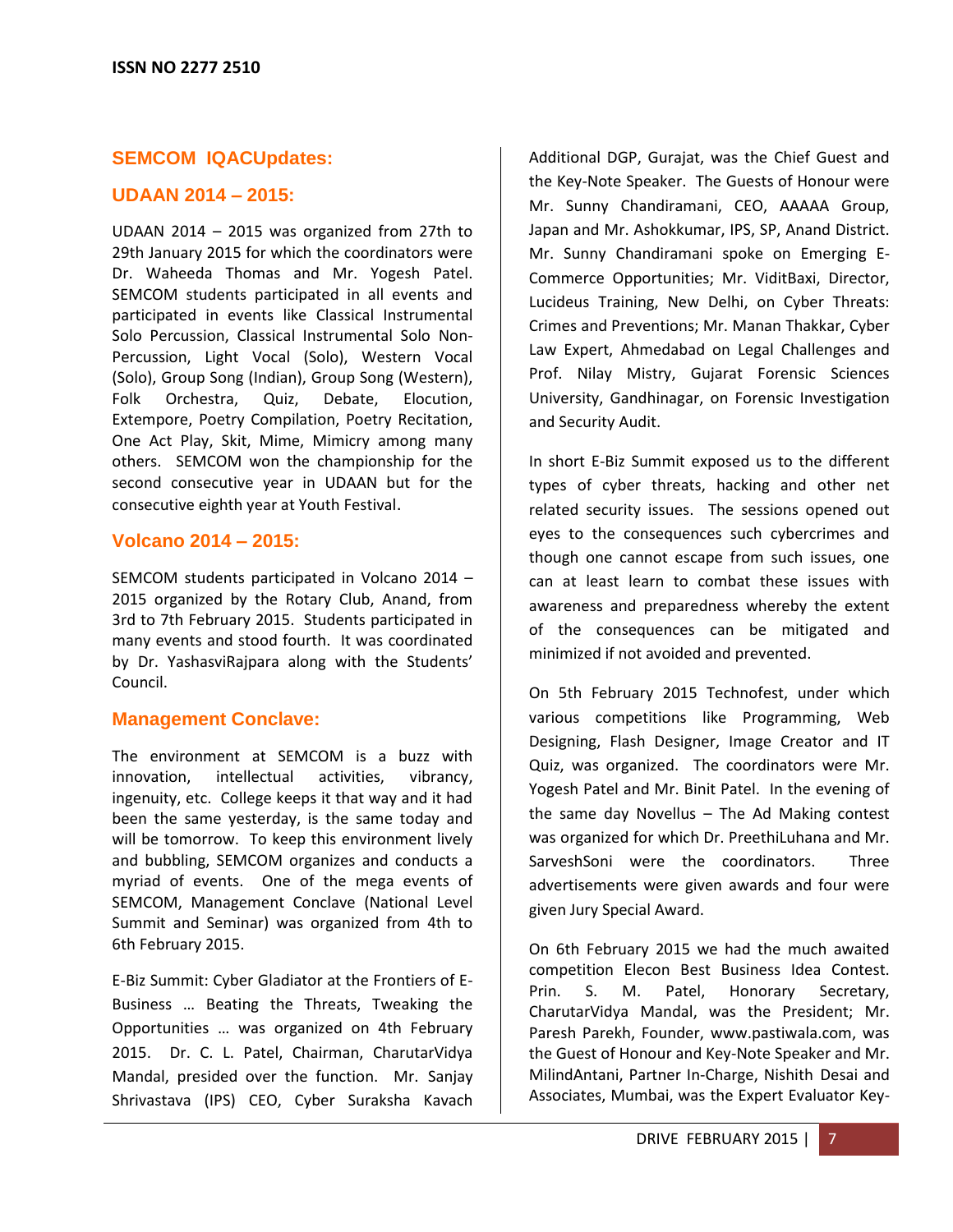## SEMCOM IQACUpdates:

### UDAAN 2014 – 2015:

UDAAN 2014 – 2015 was organized from 27th to 29th January 2015 for which the coordinators were Dr. Waheeda Thomas and Mr. Yogesh Patel. SEMCOM students participated in all events and participated in events like Classical Instrumental Solo Percussion, Classical Instrumental Solo Non-Percussion, Light Vocal (Solo), Western Vocal (Solo), Group Song (Indian), Group Song (Western), Folk Orchestra, Quiz, Debate, Elocution, Extempore, Poetry Compilation, Poetry Recitation, One Act Play, Skit, Mime, Mimicry among many others. SEMCOM won the championship for the second consecutive year in UDAAN but for the consecutive eighth year at Youth Festival.

### Volcano 2014 – 2015:

SEMCOM students participated in Volcano 2014 – 2015 organized by the Rotary Club, Anand, from 3rd to 7th February 2015. Students participated in many events and stood fourth. It was coordinated by Dr. YashasviRajpara along with the Students' Council.

### Management Conclave:

The environment at SEMCOM is a buzz with innovation, intellectual activities, vibrancy, ingenuity, etc. College keeps it that way and it had been the same yesterday, is the same today and will be tomorrow. To keep this environment lively and bubbling, SEMCOM organizes and conducts a myriad of events. One of the mega events of SEMCOM, Management Conclave (National Level Summit and Seminar) was organized from 4th to 6th February 2015.

E-Biz Summit: Cyber Gladiator at the Frontiers of E-Business … Beating the Threats, Tweaking the Opportunities … was organized on 4th February 2015. Dr. C. L. Patel, Chairman, CharutarVidya Mandal, presided over the function. Mr. Sanjay Shrivastava (IPS) CEO, Cyber Suraksha Kavach Additional DGP, Gurajat, was the Chief Guest and the Key-Note Speaker. The Guests of Honour were Mr. Sunny Chandiramani, CEO, AAAAA Group, Japan and Mr. Ashokkumar, IPS, SP, Anand District. Mr. Sunny Chandiramani spoke on Emerging E-Commerce Opportunities; Mr. ViditBaxi, Director, Lucideus Training, New Delhi, on Cyber Threats: Crimes and Preventions; Mr. Manan Thakkar, Cyber Law Expert, Ahmedabad on Legal Challenges and Prof. Nilay Mistry, Gujarat Forensic Sciences University, Gandhinagar, on Forensic Investigation and Security Audit.

In short E-Biz Summit exposed us to the different types of cyber threats, hacking and other net related security issues. The sessions opened out eyes to the consequences such cybercrimes and though one cannot escape from such issues, one can at least learn to combat these issues with awareness and preparedness whereby the extent of the consequences can be mitigated and minimized if not avoided and prevented.

On 5th February 2015 Technofest, under which various competitions like Programming, Web Designing, Flash Designer, Image Creator and IT Quiz, was organized. The coordinators were Mr. Yogesh Patel and Mr. Binit Patel. In the evening of the same day Novellus – The Ad Making contest was organized for which Dr. PreethiLuhana and Mr. SarveshSoni were the coordinators. Three advertisements were given awards and four were given Jury Special Award.

On 6th February 2015 we had the much awaited competition Elecon Best Business Idea Contest. Prin. S. M. Patel, Honorary Secretary, CharutarVidya Mandal, was the President; Mr. Paresh Parekh, Founder, www.pastiwala.com, was the Guest of Honour and Key-Note Speaker and Mr. MilindAntani, Partner In-Charge, Nishith Desai and Associates, Mumbai, was the Expert Evaluator Key-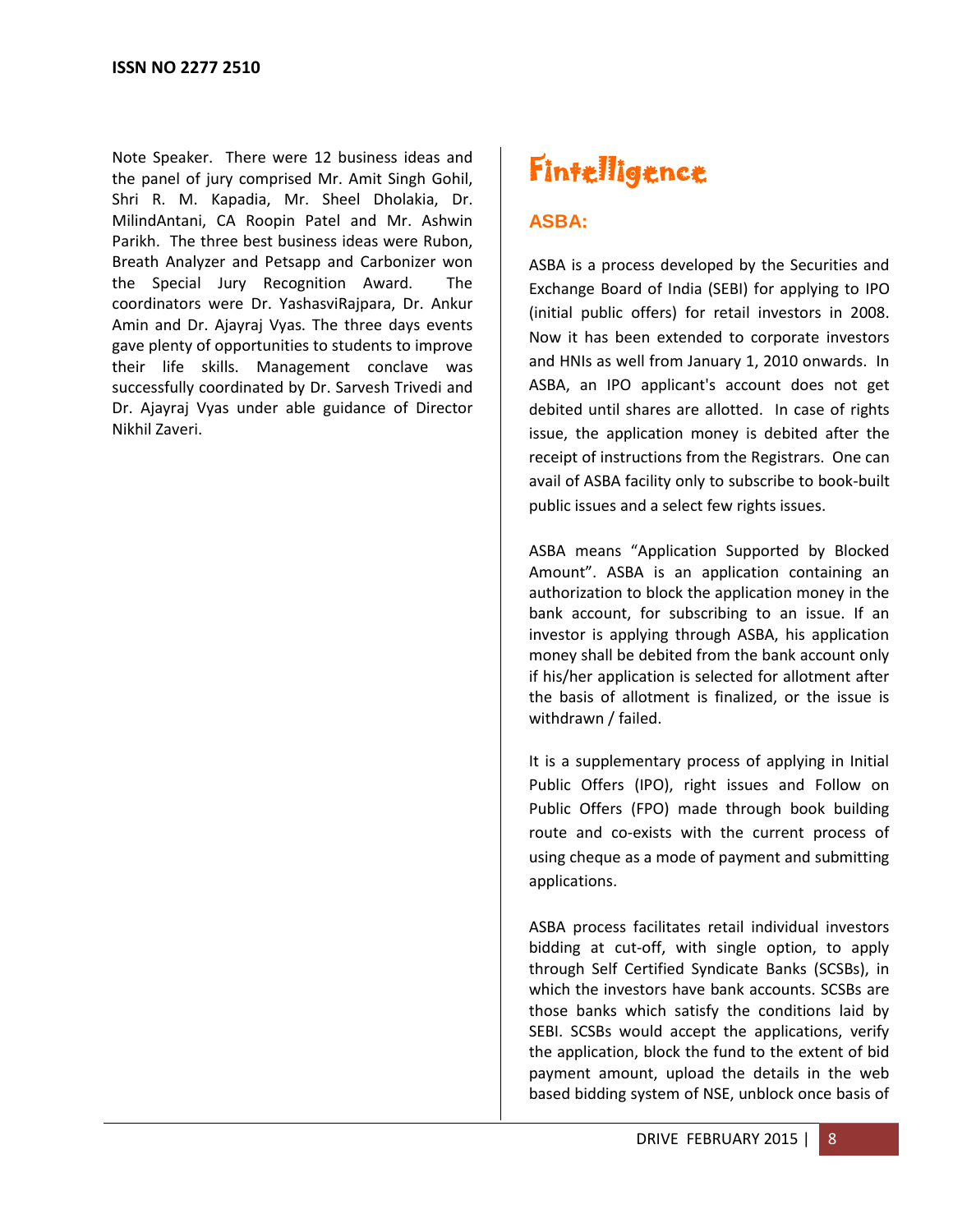Note Speaker. There were 12 business ideas and the panel of jury comprised Mr. Amit Singh Gohil, Shri R. M. Kapadia, Mr. Sheel Dholakia, Dr. MilindAntani, CA Roopin Patel and Mr. Ashwin Parikh. The three best business ideas were Rubon, Breath Analyzer and Petsapp and Carbonizer won the Special Jury Recognition Award. The coordinators were Dr. YashasviRajpara, Dr. Ankur Amin and Dr. Ajayraj Vyas. The three days events gave plenty of opportunities to students to improve their life skills. Management conclave was successfully coordinated by Dr. Sarvesh Trivedi and Dr. Ajayraj Vyas under able guidance of Director Nikhil Zaveri.

# Fintelligence

## ASBA:

ASBA is a process developed by the Securities and Exchange Board of India (SEBI) for applying to IPO (initial public offers) for retail investors in 2008. Now it has been extended to corporate investors and HNIs as well from January 1, 2010 onwards. In ASBA, an IPO applicant's account does not get debited until shares are allotted. In case of rights issue, the application money is debited after the receipt of instructions from the Registrars. One can avail of ASBA facility only to subscribe to book-built public issues and a select few rights issues.

ASBA means “Application Supported by Blocked Amount”. ASBA is an application containing an authorization to block the application money in the bank account, for subscribing to an issue. If an investor is applying through ASBA, his application money shall be debited from the bank account only if his/her application is selected for allotment after the basis of allotment is finalized, or the issue is withdrawn / failed.

It is a supplementary process of applying in Initial Public Offers (IPO), right issues and Follow on Public Offers (FPO) made through book building route and co-exists with the current process of using cheque as a mode of payment and submitting applications.

ASBA process facilitates retail individual investors bidding at cut-off, with single option, to apply through Self Certified Syndicate Banks (SCSBs), in which the investors have bank accounts. SCSBs are those banks which satisfy the conditions laid by SEBI. SCSBs would accept the applications, verify the application, block the fund to the extent of bid payment amount, upload the details in the web based bidding system of NSE, unblock once basis of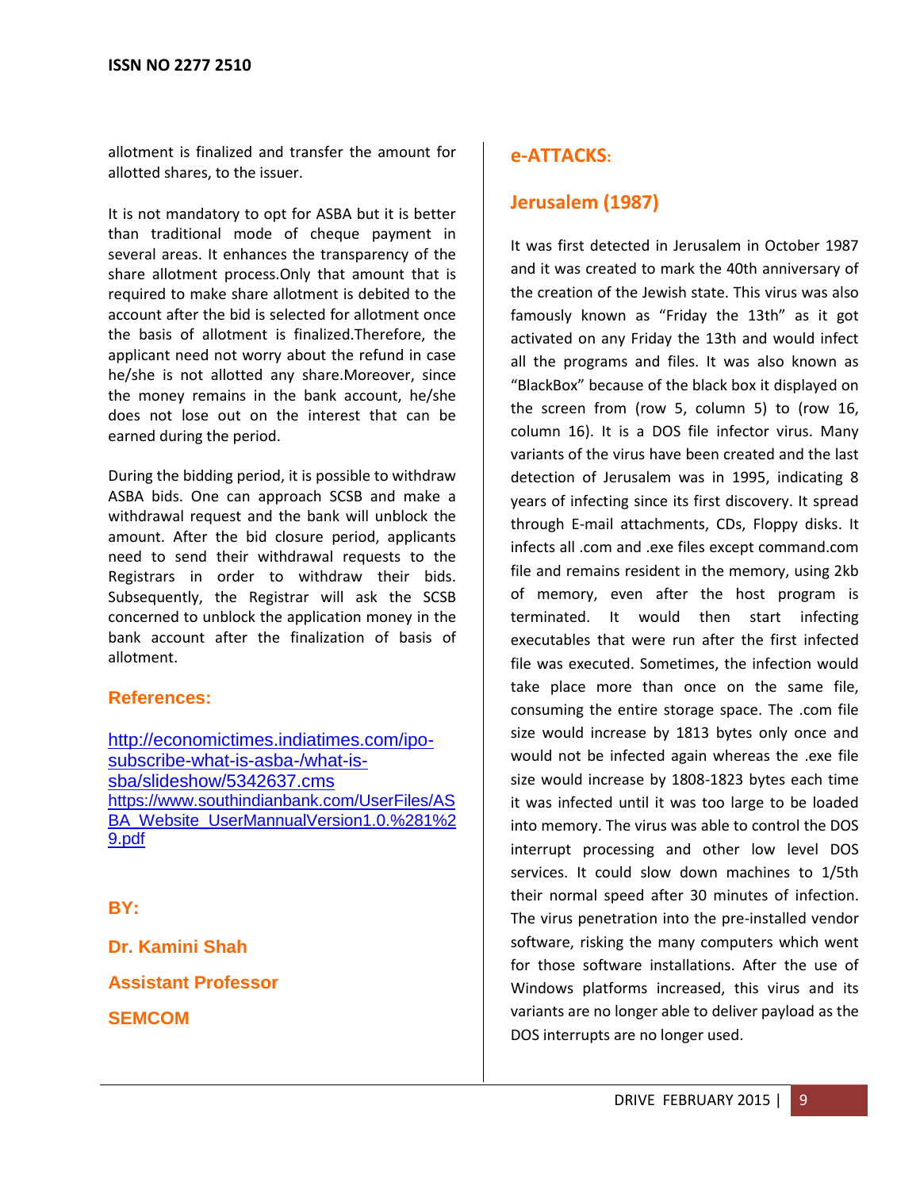allotment is finalized and transfer the amount for allotted shares, to the issuer.

It is not mandatory to opt for ASBA but it is better than traditional mode of cheque payment in several areas. It enhances the transparency of the share allotment process.Only that amount that is required to make share allotment is debited to the account after the bid is selected for allotment once the basis of allotment is finalized.Therefore, the applicant need not worry about the refund in case he/she is not allotted any share.Moreover, since the money remains in the bank account, he/she does not lose out on the interest that can be earned during the period.

During the bidding period, it is possible to withdraw ASBA bids. One can approach SCSB and make a withdrawal request and the bank will unblock the amount. After the bid closure period, applicants need to send their withdrawal requests to the Registrars in order to withdraw their bids. Subsequently, the Registrar will ask the SCSB concerned to unblock the application money in the bank account after the finalization of basis of allotment.

### References:

http://economictimes.indiatimes.com/ipo-subscribe-what-is-asba-/what-is-sba/slideshow/5342637.cms
https://www.southindianbank.com/UserFiles/ASBA_Website_UserMannualVersion1.0.%281%29.pdf

**BY:**

**Dr. Kamini Shah**

**Assistant Professor**

**SEMCOM**

## e-ATTACKS:

### Jerusalem (1987)

It was first detected in Jerusalem in October 1987 and it was created to mark the 40th anniversary of the creation of the Jewish state. This virus was also famously known as “Friday the 13th” as it got activated on any Friday the 13th and would infect all the programs and files. It was also known as “BlackBox” because of the black box it displayed on the screen from (row 5, column 5) to (row 16, column 16). It is a DOS file infector virus. Many variants of the virus have been created and the last detection of Jerusalem was in 1995, indicating 8 years of infecting since its first discovery. It spread through E-mail attachments, CDs, Floppy disks. It infects all .com and .exe files except command.com file and remains resident in the memory, using 2kb of memory, even after the host program is terminated. It would then start infecting executables that were run after the first infected file was executed. Sometimes, the infection would take place more than once on the same file, consuming the entire storage space. The .com file size would increase by 1813 bytes only once and would not be infected again whereas the .exe file size would increase by 1808-1823 bytes each time it was infected until it was too large to be loaded into memory. The virus was able to control the DOS interrupt processing and other low level DOS services. It could slow down machines to 1/5th their normal speed after 30 minutes of infection. The virus penetration into the pre-installed vendor software, risking the many computers which went for those software installations. After the use of Windows platforms increased, this virus and its variants are no longer able to deliver payload as the DOS interrupts are no longer used.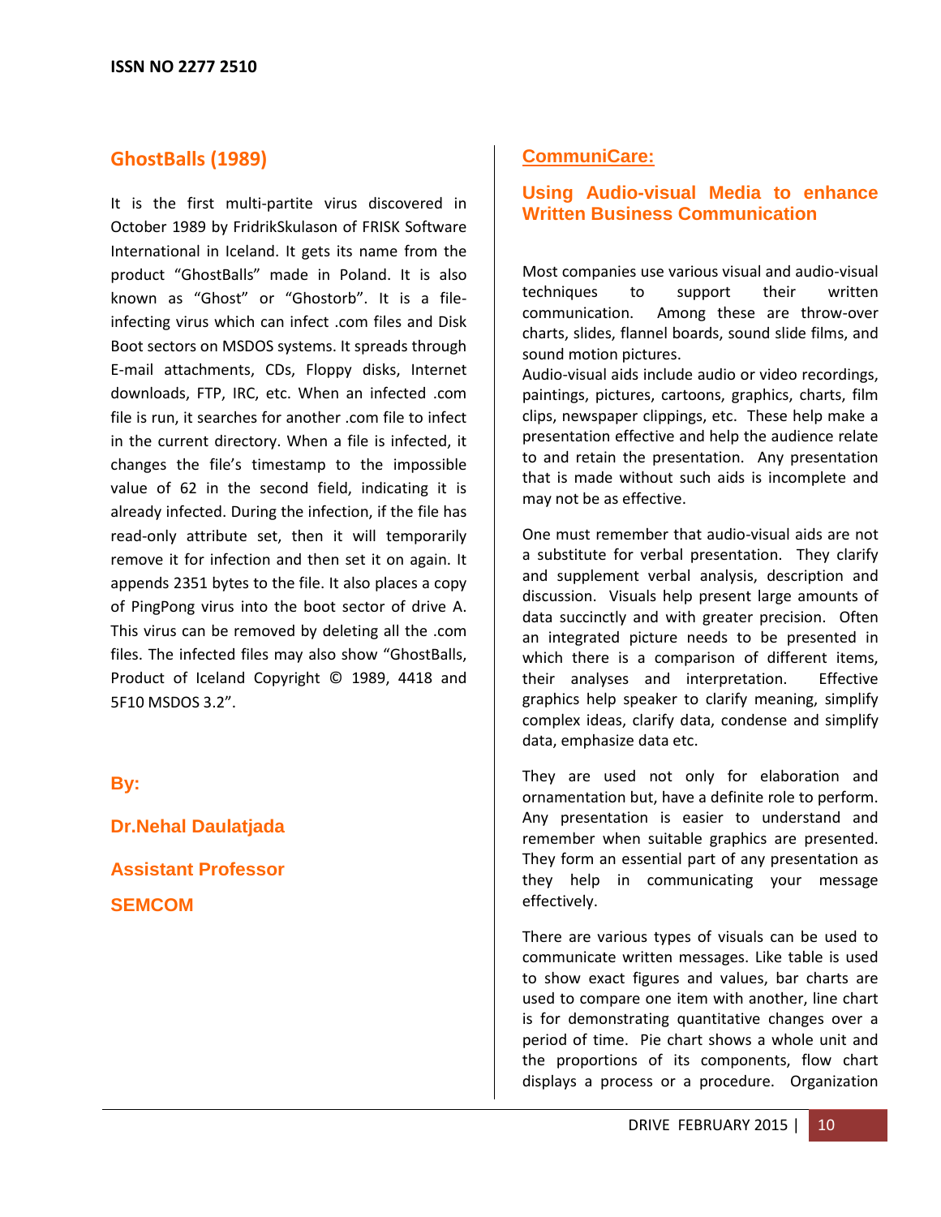## GhostBalls (1989)

It is the first multi-partite virus discovered in October 1989 by FridrikSkulason of FRISK Software International in Iceland. It gets its name from the product "GhostBalls" made in Poland. It is also known as "Ghost" or "Ghostorb". It is a file-infecting virus which can infect .com files and Disk Boot sectors on MSDOS systems. It spreads through E-mail attachments, CDs, Floppy disks, Internet downloads, FTP, IRC, etc. When an infected .com file is run, it searches for another .com file to infect in the current directory. When a file is infected, it changes the file's timestamp to the impossible value of 62 in the second field, indicating it is already infected. During the infection, if the file has read-only attribute set, then it will temporarily remove it for infection and then set it on again. It appends 2351 bytes to the file. It also places a copy of PingPong virus into the boot sector of drive A. This virus can be removed by deleting all the .com files. The infected files may also show "GhostBalls, Product of Iceland Copyright © 1989, 4418 and 5F10 MSDOS 3.2".

**By:**

**Dr.Nehal Daulatjada**

**Assistant Professor**

**SEMCOM**

## CommuniCare:

### Using Audio-visual Media to enhance Written Business Communication

Most companies use various visual and audio-visual techniques to support their written communication. Among these are throw-over charts, slides, flannel boards, sound slide films, and sound motion pictures.

Audio-visual aids include audio or video recordings, paintings, pictures, cartoons, graphics, charts, film clips, newspaper clippings, etc. These help make a presentation effective and help the audience relate to and retain the presentation. Any presentation that is made without such aids is incomplete and may not be as effective.

One must remember that audio-visual aids are not a substitute for verbal presentation. They clarify and supplement verbal analysis, description and discussion. Visuals help present large amounts of data succinctly and with greater precision. Often an integrated picture needs to be presented in which there is a comparison of different items, their analyses and interpretation. Effective graphics help speaker to clarify meaning, simplify complex ideas, clarify data, condense and simplify data, emphasize data etc.

They are used not only for elaboration and ornamentation but, have a definite role to perform. Any presentation is easier to understand and remember when suitable graphics are presented. They form an essential part of any presentation as they help in communicating your message effectively.

There are various types of visuals can be used to communicate written messages. Like table is used to show exact figures and values, bar charts are used to compare one item with another, line chart is for demonstrating quantitative changes over a period of time. Pie chart shows a whole unit and the proportions of its components, flow chart displays a process or a procedure. Organization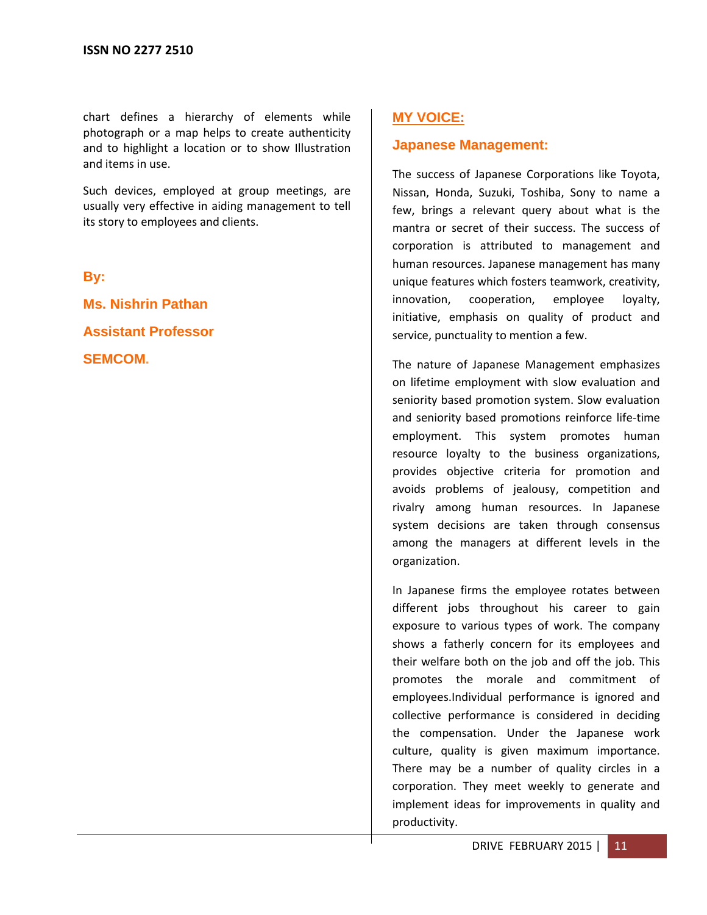chart defines a hierarchy of elements while photograph or a map helps to create authenticity and to highlight a location or to show Illustration and items in use.

Such devices, employed at group meetings, are usually very effective in aiding management to tell its story to employees and clients.

**By:**

**Ms. Nishrin Pathan**

**Assistant Professor**

**SEMCOM.**

## MY VOICE:

### Japanese Management:

The success of Japanese Corporations like Toyota, Nissan, Honda, Suzuki, Toshiba, Sony to name a few, brings a relevant query about what is the mantra or secret of their success. The success of corporation is attributed to management and human resources. Japanese management has many unique features which fosters teamwork, creativity, innovation, cooperation, employee loyalty, initiative, emphasis on quality of product and service, punctuality to mention a few.

The nature of Japanese Management emphasizes on lifetime employment with slow evaluation and seniority based promotion system. Slow evaluation and seniority based promotions reinforce life-time employment. This system promotes human resource loyalty to the business organizations, provides objective criteria for promotion and avoids problems of jealousy, competition and rivalry among human resources. In Japanese system decisions are taken through consensus among the managers at different levels in the organization.

In Japanese firms the employee rotates between different jobs throughout his career to gain exposure to various types of work. The company shows a fatherly concern for its employees and their welfare both on the job and off the job. This promotes the morale and commitment of employees.Individual performance is ignored and collective performance is considered in deciding the compensation. Under the Japanese work culture, quality is given maximum importance. There may be a number of quality circles in a corporation. They meet weekly to generate and implement ideas for improvements in quality and productivity.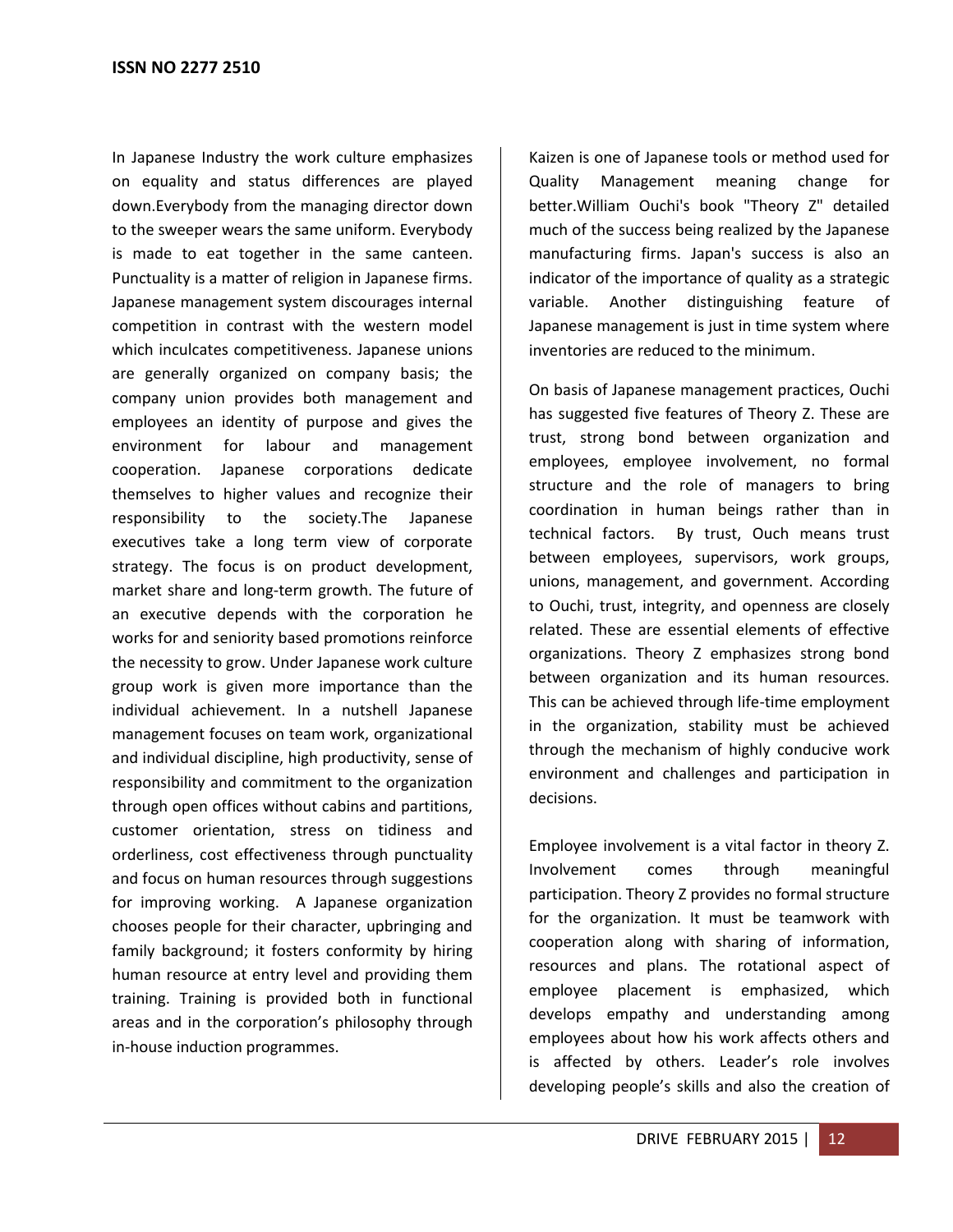In Japanese Industry the work culture emphasizes on equality and status differences are played down.Everybody from the managing director down to the sweeper wears the same uniform. Everybody is made to eat together in the same canteen. Punctuality is a matter of religion in Japanese firms. Japanese management system discourages internal competition in contrast with the western model which inculcates competitiveness. Japanese unions are generally organized on company basis; the company union provides both management and employees an identity of purpose and gives the environment for labour and management cooperation. Japanese corporations dedicate themselves to higher values and recognize their responsibility to the society.The Japanese executives take a long term view of corporate strategy. The focus is on product development, market share and long-term growth. The future of an executive depends with the corporation he works for and seniority based promotions reinforce the necessity to grow. Under Japanese work culture group work is given more importance than the individual achievement. In a nutshell Japanese management focuses on team work, organizational and individual discipline, high productivity, sense of responsibility and commitment to the organization through open offices without cabins and partitions, customer orientation, stress on tidiness and orderliness, cost effectiveness through punctuality and focus on human resources through suggestions for improving working. A Japanese organization chooses people for their character, upbringing and family background; it fosters conformity by hiring human resource at entry level and providing them training. Training is provided both in functional areas and in the corporation's philosophy through in-house induction programmes.

Kaizen is one of Japanese tools or method used for Quality Management meaning change for better.William Ouchi's book "Theory Z" detailed much of the success being realized by the Japanese manufacturing firms. Japan's success is also an indicator of the importance of quality as a strategic variable. Another distinguishing feature of Japanese management is just in time system where inventories are reduced to the minimum.

On basis of Japanese management practices, Ouchi has suggested five features of Theory Z. These are trust, strong bond between organization and employees, employee involvement, no formal structure and the role of managers to bring coordination in human beings rather than in technical factors. By trust, Ouch means trust between employees, supervisors, work groups, unions, management, and government. According to Ouchi, trust, integrity, and openness are closely related. These are essential elements of effective organizations. Theory Z emphasizes strong bond between organization and its human resources. This can be achieved through life-time employment in the organization, stability must be achieved through the mechanism of highly conducive work environment and challenges and participation in decisions.

Employee involvement is a vital factor in theory Z. Involvement comes through meaningful participation. Theory Z provides no formal structure for the organization. It must be teamwork with cooperation along with sharing of information, resources and plans. The rotational aspect of employee placement is emphasized, which develops empathy and understanding among employees about how his work affects others and is affected by others. Leader's role involves developing people's skills and also the creation of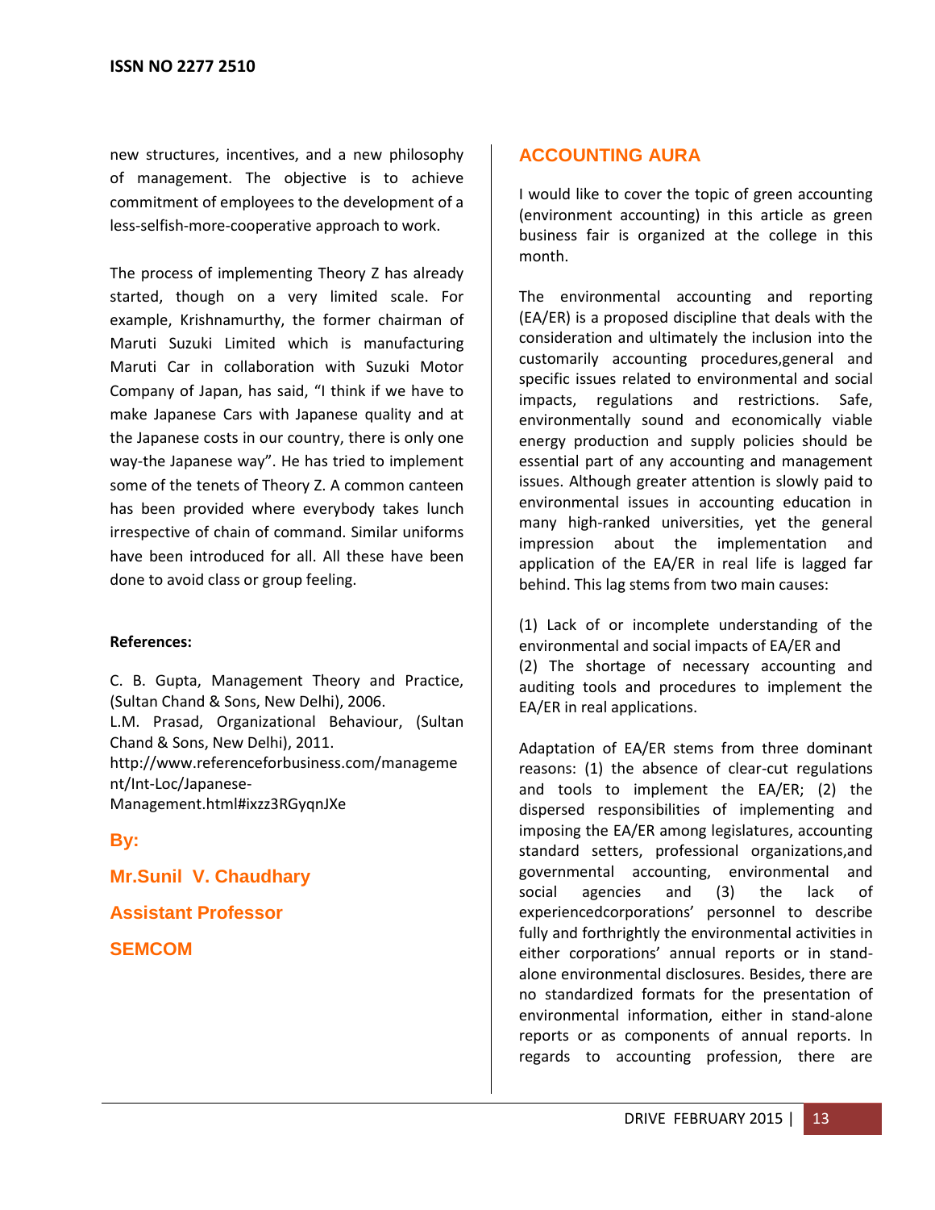new structures, incentives, and a new philosophy of management. The objective is to achieve commitment of employees to the development of a less-selfish-more-cooperative approach to work.

The process of implementing Theory Z has already started, though on a very limited scale. For example, Krishnamurthy, the former chairman of Maruti Suzuki Limited which is manufacturing Maruti Car in collaboration with Suzuki Motor Company of Japan, has said, "I think if we have to make Japanese Cars with Japanese quality and at the Japanese costs in our country, there is only one way-the Japanese way". He has tried to implement some of the tenets of Theory Z. A common canteen has been provided where everybody takes lunch irrespective of chain of command. Similar uniforms have been introduced for all. All these have been done to avoid class or group feeling.

**References:**

C. B. Gupta, Management Theory and Practice, (Sultan Chand & Sons, New Delhi), 2006.
L.M. Prasad, Organizational Behaviour, (Sultan Chand & Sons, New Delhi), 2011.
http://www.referenceforbusiness.com/management/Int-Loc/Japanese-Management.html#ixzz3RGyqnJXe

**By:**

**Mr.Sunil V. Chaudhary**

**Assistant Professor**

**SEMCOM**

## ACCOUNTING AURA

I would like to cover the topic of green accounting (environment accounting) in this article as green business fair is organized at the college in this month.

The environmental accounting and reporting (EA/ER) is a proposed discipline that deals with the consideration and ultimately the inclusion into the customarily accounting procedures,general and specific issues related to environmental and social impacts, regulations and restrictions. Safe, environmentally sound and economically viable energy production and supply policies should be essential part of any accounting and management issues. Although greater attention is slowly paid to environmental issues in accounting education in many high-ranked universities, yet the general impression about the implementation and application of the EA/ER in real life is lagged far behind. This lag stems from two main causes:

(1) Lack of or incomplete understanding of the environmental and social impacts of EA/ER and
(2) The shortage of necessary accounting and auditing tools and procedures to implement the EA/ER in real applications.

Adaptation of EA/ER stems from three dominant reasons: (1) the absence of clear-cut regulations and tools to implement the EA/ER; (2) the dispersed responsibilities of implementing and imposing the EA/ER among legislatures, accounting standard setters, professional organizations,and governmental accounting, environmental and social agencies and (3) the lack of experiencedcorporations' personnel to describe fully and forthrightly the environmental activities in either corporations' annual reports or in stand-alone environmental disclosures. Besides, there are no standardized formats for the presentation of environmental information, either in stand-alone reports or as components of annual reports. In regards to accounting profession, there are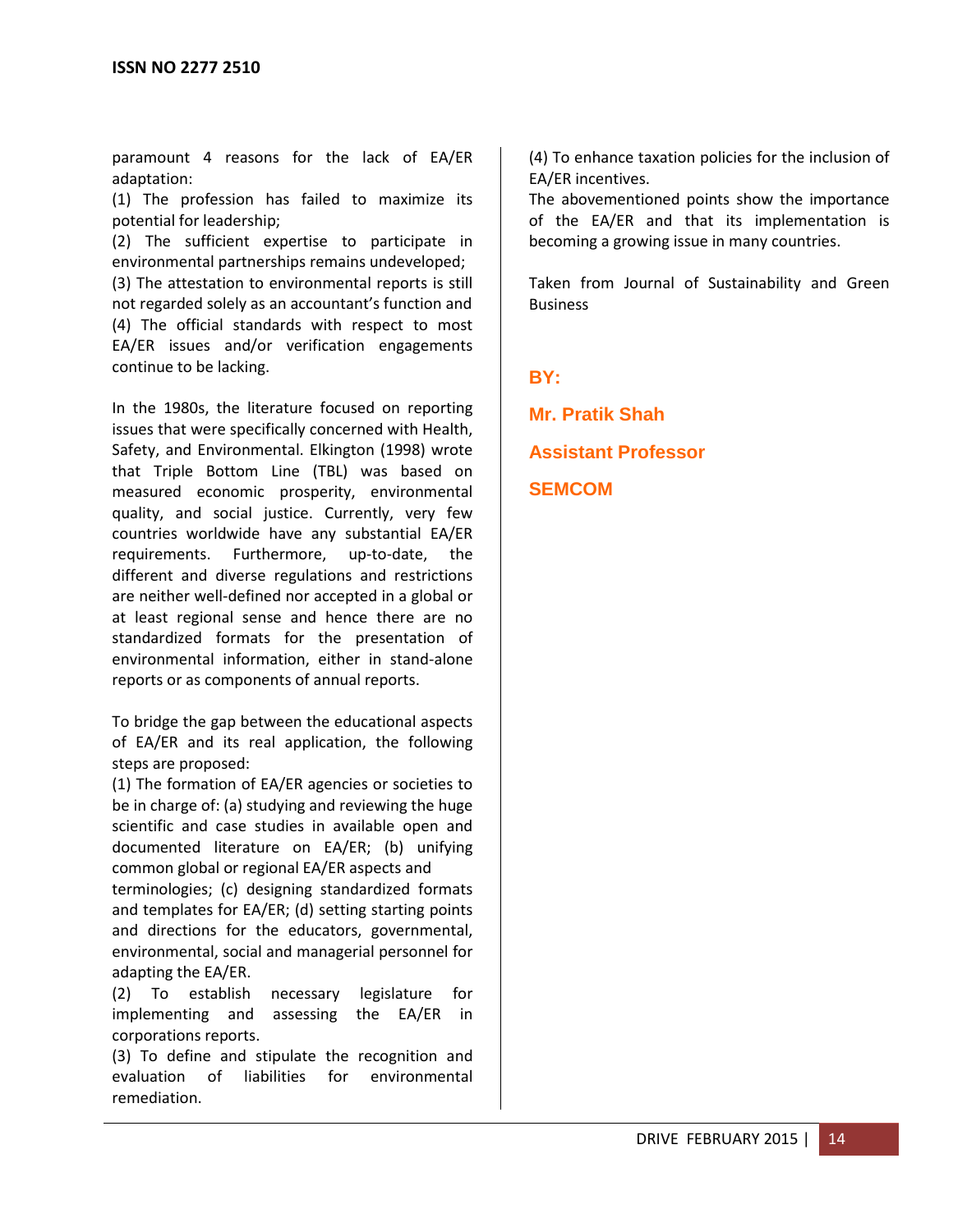paramount 4 reasons for the lack of EA/ER adaptation:

(1) The profession has failed to maximize its potential for leadership;

(2) The sufficient expertise to participate in environmental partnerships remains undeveloped;

(3) The attestation to environmental reports is still not regarded solely as an accountant's function and

(4) The official standards with respect to most EA/ER issues and/or verification engagements continue to be lacking.

In the 1980s, the literature focused on reporting issues that were specifically concerned with Health, Safety, and Environmental. Elkington (1998) wrote that Triple Bottom Line (TBL) was based on measured economic prosperity, environmental quality, and social justice. Currently, very few countries worldwide have any substantial EA/ER requirements. Furthermore, up-to-date, the different and diverse regulations and restrictions are neither well-defined nor accepted in a global or at least regional sense and hence there are no standardized formats for the presentation of environmental information, either in stand-alone reports or as components of annual reports.

To bridge the gap between the educational aspects of EA/ER and its real application, the following steps are proposed:

(1) The formation of EA/ER agencies or societies to be in charge of: (a) studying and reviewing the huge scientific and case studies in available open and documented literature on EA/ER; (b) unifying common global or regional EA/ER aspects and terminologies; (c) designing standardized formats and templates for EA/ER; (d) setting starting points and directions for the educators, governmental, environmental, social and managerial personnel for adapting the EA/ER.

(2) To establish necessary legislature for implementing and assessing the EA/ER in corporations reports.

(3) To define and stipulate the recognition and evaluation of liabilities for environmental remediation.

(4) To enhance taxation policies for the inclusion of EA/ER incentives.

The abovementioned points show the importance of the EA/ER and that its implementation is becoming a growing issue in many countries.

Taken from Journal of Sustainability and Green Business

**BY:**

**Mr. Pratik Shah**

**Assistant Professor**

**SEMCOM**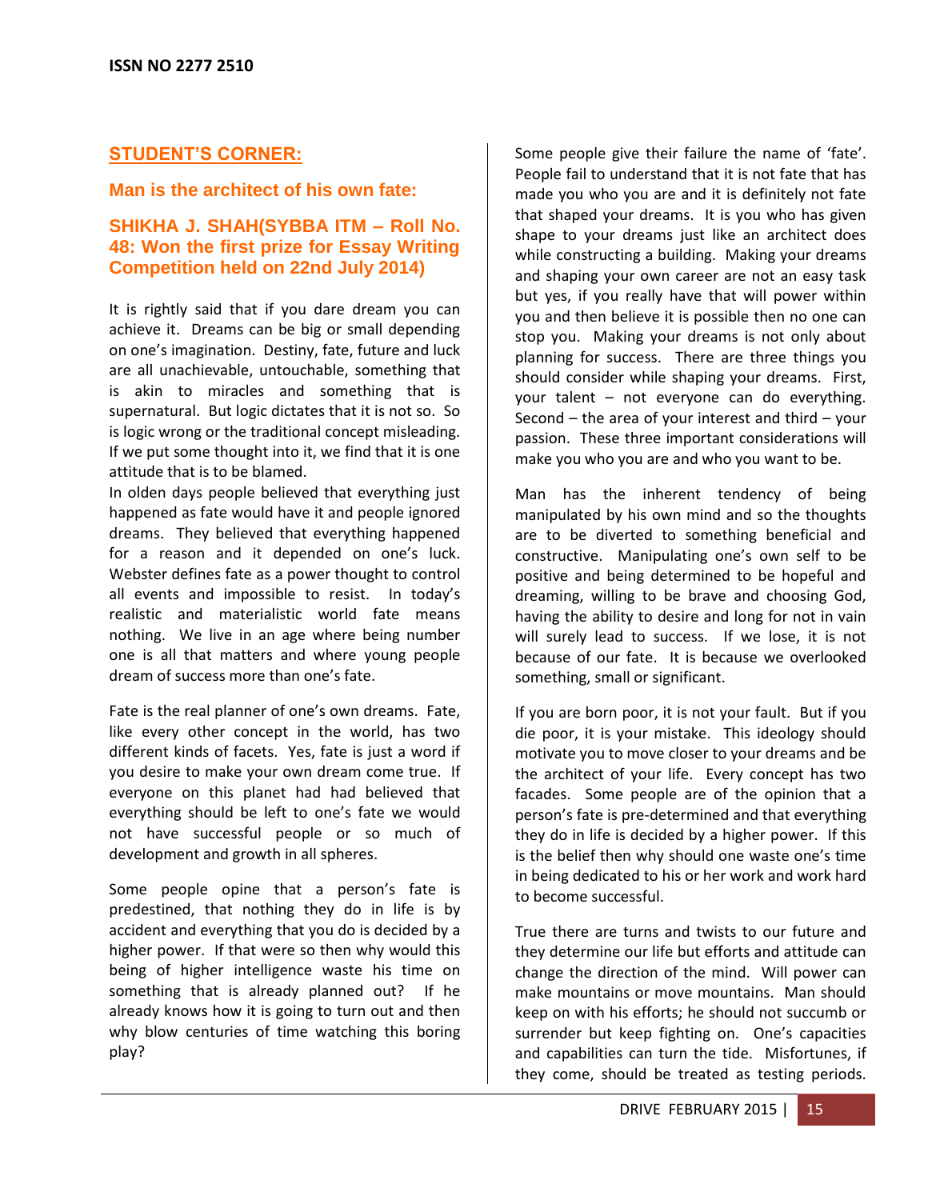## STUDENT'S CORNER:

### Man is the architect of his own fate:

### SHIKHA J. SHAH(SYBBA ITM – Roll No. 48: Won the first prize for Essay Writing Competition held on 22nd July 2014)

It is rightly said that if you dare dream you can achieve it. Dreams can be big or small depending on one's imagination. Destiny, fate, future and luck are all unachievable, untouchable, something that is akin to miracles and something that is supernatural. But logic dictates that it is not so. So is logic wrong or the traditional concept misleading. If we put some thought into it, we find that it is one attitude that is to be blamed.

In olden days people believed that everything just happened as fate would have it and people ignored dreams. They believed that everything happened for a reason and it depended on one's luck. Webster defines fate as a power thought to control all events and impossible to resist. In today's realistic and materialistic world fate means nothing. We live in an age where being number one is all that matters and where young people dream of success more than one's fate.

Fate is the real planner of one's own dreams. Fate, like every other concept in the world, has two different kinds of facets. Yes, fate is just a word if you desire to make your own dream come true. If everyone on this planet had had believed that everything should be left to one's fate we would not have successful people or so much of development and growth in all spheres.

Some people opine that a person's fate is predestined, that nothing they do in life is by accident and everything that you do is decided by a higher power. If that were so then why would this being of higher intelligence waste his time on something that is already planned out? If he already knows how it is going to turn out and then why blow centuries of time watching this boring play?

Some people give their failure the name of 'fate'. People fail to understand that it is not fate that has made you who you are and it is definitely not fate that shaped your dreams. It is you who has given shape to your dreams just like an architect does while constructing a building. Making your dreams and shaping your own career are not an easy task but yes, if you really have that will power within you and then believe it is possible then no one can stop you. Making your dreams is not only about planning for success. There are three things you should consider while shaping your dreams. First, your talent – not everyone can do everything. Second – the area of your interest and third – your passion. These three important considerations will make you who you are and who you want to be.

Man has the inherent tendency of being manipulated by his own mind and so the thoughts are to be diverted to something beneficial and constructive. Manipulating one's own self to be positive and being determined to be hopeful and dreaming, willing to be brave and choosing God, having the ability to desire and long for not in vain will surely lead to success. If we lose, it is not because of our fate. It is because we overlooked something, small or significant.

If you are born poor, it is not your fault. But if you die poor, it is your mistake. This ideology should motivate you to move closer to your dreams and be the architect of your life. Every concept has two facades. Some people are of the opinion that a person's fate is pre-determined and that everything they do in life is decided by a higher power. If this is the belief then why should one waste one's time in being dedicated to his or her work and work hard to become successful.

True there are turns and twists to our future and they determine our life but efforts and attitude can change the direction of the mind. Will power can make mountains or move mountains. Man should keep on with his efforts; he should not succumb or surrender but keep fighting on. One's capacities and capabilities can turn the tide. Misfortunes, if they come, should be treated as testing periods.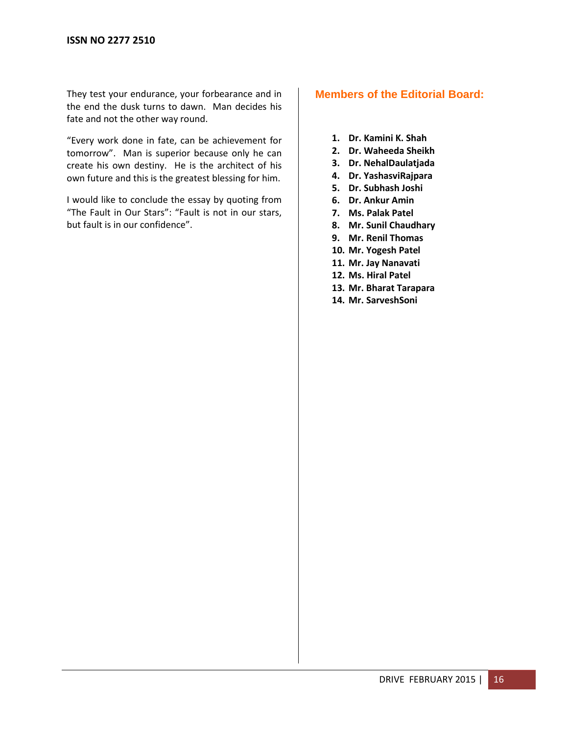They test your endurance, your forbearance and in the end the dusk turns to dawn. Man decides his fate and not the other way round.

“Every work done in fate, can be achievement for tomorrow”. Man is superior because only he can create his own destiny. He is the architect of his own future and this is the greatest blessing for him.

I would like to conclude the essay by quoting from “The Fault in Our Stars”: “Fault is not in our stars, but fault is in our confidence”.

## Members of the Editorial Board:

1. **Dr. Kamini K. Shah**
2. **Dr. Waheeda Sheikh**
3. **Dr. NehalDaulatjada**
4. **Dr. YashasviRajpara**
5. **Dr. Subhash Joshi**
6. **Dr. Ankur Amin**
7. **Ms. Palak Patel**
8. **Mr. Sunil Chaudhary**
9. **Mr. Renil Thomas**
10. **Mr. Yogesh Patel**
11. **Mr. Jay Nanavati**
12. **Ms. Hiral Patel**
13. **Mr. Bharat Tarapara**
14. **Mr. SarveshSoni**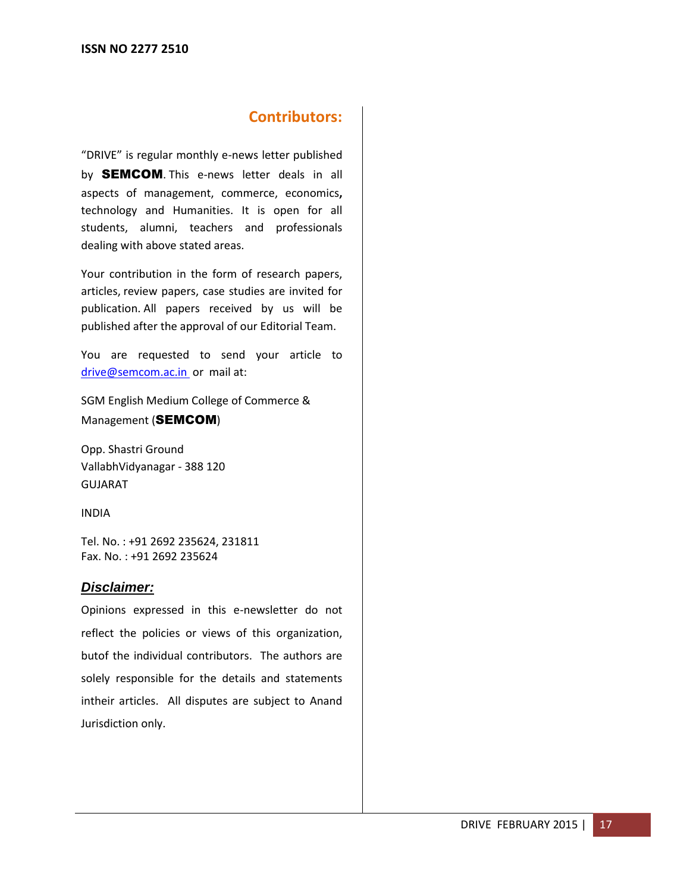## Contributors:

"DRIVE" is regular monthly e-news letter published by **SEMCOM**. This e-news letter deals in all aspects of management, commerce, economics**,** technology and Humanities. It is open for all students, alumni, teachers and professionals dealing with above stated areas.

Your contribution in the form of research papers, articles, review papers, case studies are invited for publication. All papers received by us will be published after the approval of our Editorial Team.

You are requested to send your article to drive@semcom.ac.in or mail at:

SGM English Medium College of Commerce & Management (**SEMCOM**)

Opp. Shastri Ground
VallabhVidyanagar - 388 120
GUJARAT

INDIA

Tel. No. : +91 2692 235624, 231811
Fax. No. : +91 2692 235624

### ***Disclaimer:***

Opinions expressed in this e-newsletter do not reflect the policies or views of this organization, butof the individual contributors. The authors are solely responsible for the details and statements intheir articles. All disputes are subject to Anand Jurisdiction only.